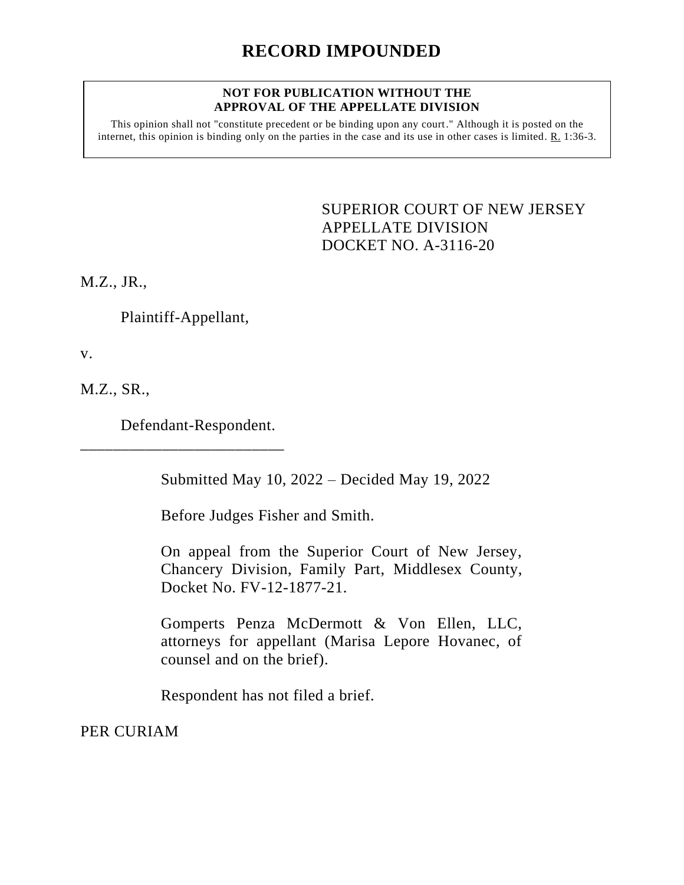# RECORD IMPOUNDED

**NOT FOR PUBLICATION WITHOUT THE APPROVAL OF THE APPELLATE DIVISION**

This opinion shall not "constitute precedent or be binding upon any court." Although it is posted on the internet, this opinion is binding only on the parties in the case and its use in other cases is limited. R. 1:36-3.

SUPERIOR COURT OF NEW JERSEY
APPELLATE DIVISION
DOCKET NO. A-3116-20

M.Z., JR.,

Plaintiff-Appellant,

v.

M.Z., SR.,

Defendant-Respondent.

\_\_\_\_\_\_\_\_\_\_\_\_\_\_\_\_\_\_\_\_\_\_\_\_\_\_\_

Submitted May 10, 2022 – Decided May 19, 2022

Before Judges Fisher and Smith.

On appeal from the Superior Court of New Jersey, Chancery Division, Family Part, Middlesex County, Docket No. FV-12-1877-21.

Gomperts Penza McDermott & Von Ellen, LLC, attorneys for appellant (Marisa Lepore Hovanec, of counsel and on the brief).

Respondent has not filed a brief.

PER CURIAM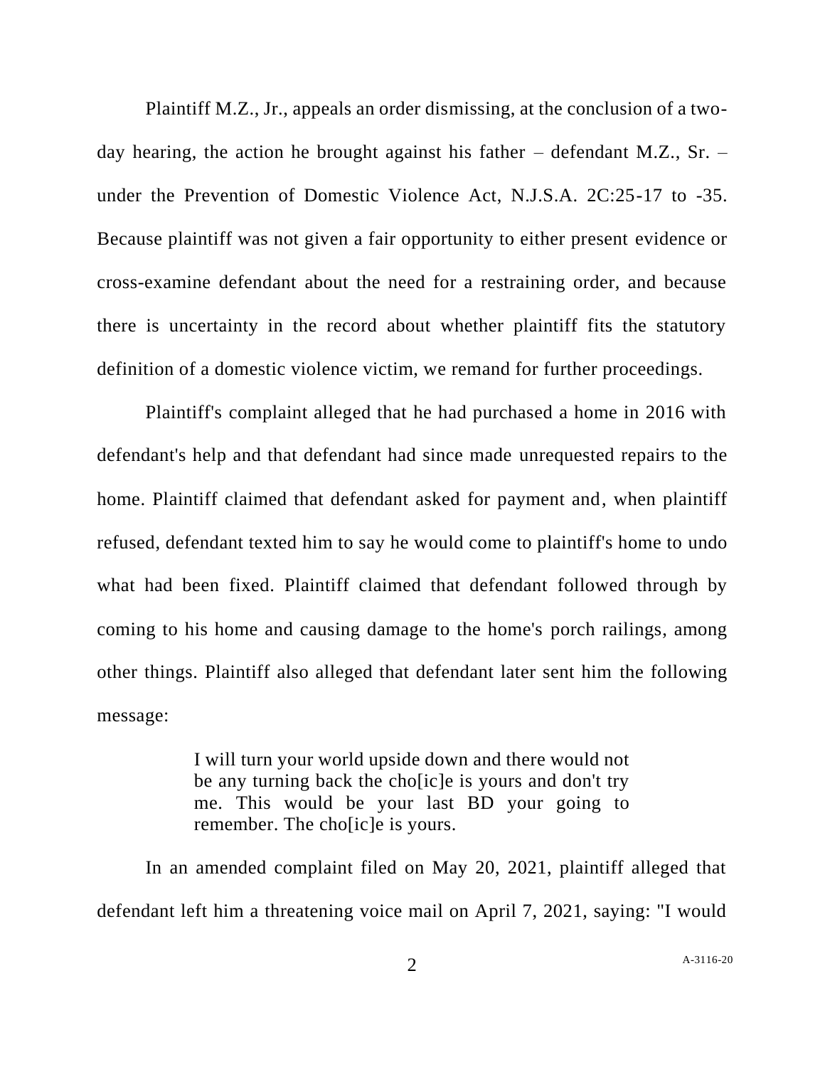Plaintiff M.Z., Jr., appeals an order dismissing, at the conclusion of a two-day hearing, the action he brought against his father – defendant M.Z., Sr. – under the Prevention of Domestic Violence Act, N.J.S.A. 2C:25-17 to -35. Because plaintiff was not given a fair opportunity to either present evidence or cross-examine defendant about the need for a restraining order, and because there is uncertainty in the record about whether plaintiff fits the statutory definition of a domestic violence victim, we remand for further proceedings.

Plaintiff's complaint alleged that he had purchased a home in 2016 with defendant's help and that defendant had since made unrequested repairs to the home. Plaintiff claimed that defendant asked for payment and, when plaintiff refused, defendant texted him to say he would come to plaintiff's home to undo what had been fixed. Plaintiff claimed that defendant followed through by coming to his home and causing damage to the home's porch railings, among other things. Plaintiff also alleged that defendant later sent him the following message:

> I will turn your world upside down and there would not be any turning back the cho[ic]e is yours and don't try me. This would be your last BD your going to remember. The cho[ic]e is yours.

In an amended complaint filed on May 20, 2021, plaintiff alleged that defendant left him a threatening voice mail on April 7, 2021, saying: "I would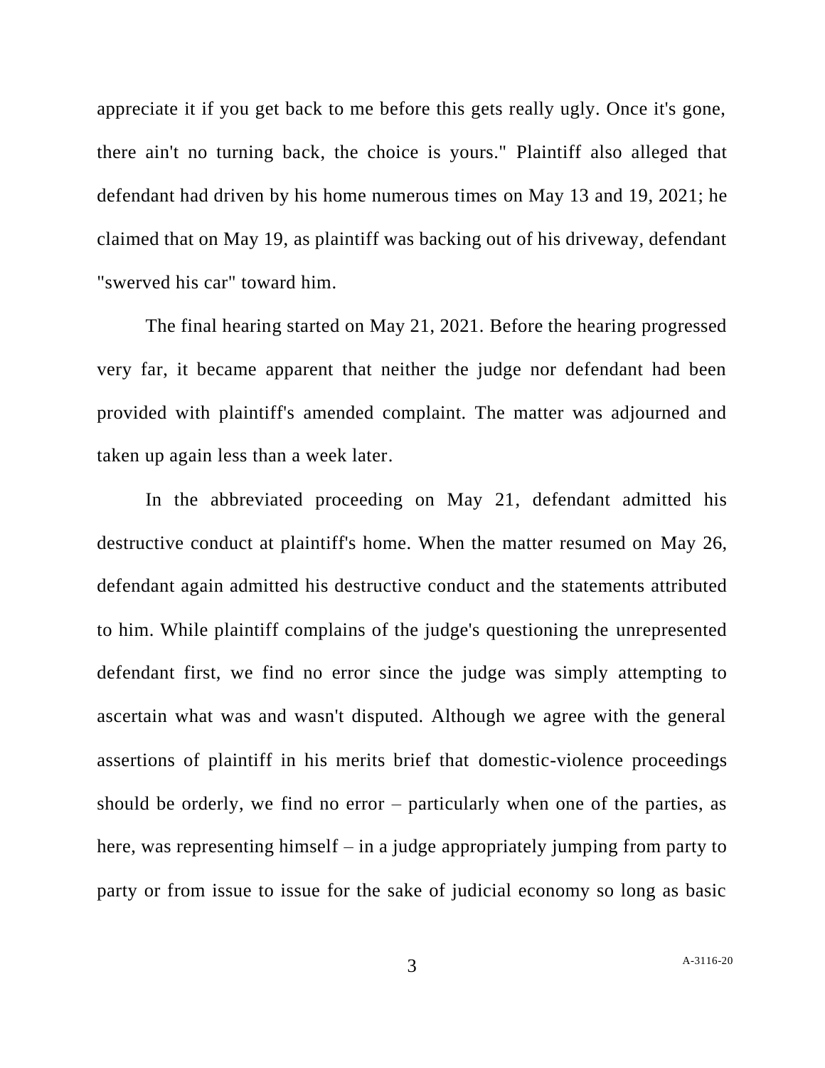appreciate it if you get back to me before this gets really ugly. Once it's gone, there ain't no turning back, the choice is yours." Plaintiff also alleged that defendant had driven by his home numerous times on May 13 and 19, 2021; he claimed that on May 19, as plaintiff was backing out of his driveway, defendant "swerved his car" toward him.

The final hearing started on May 21, 2021. Before the hearing progressed very far, it became apparent that neither the judge nor defendant had been provided with plaintiff's amended complaint. The matter was adjourned and taken up again less than a week later.

In the abbreviated proceeding on May 21, defendant admitted his destructive conduct at plaintiff's home. When the matter resumed on May 26, defendant again admitted his destructive conduct and the statements attributed to him. While plaintiff complains of the judge's questioning the unrepresented defendant first, we find no error since the judge was simply attempting to ascertain what was and wasn't disputed. Although we agree with the general assertions of plaintiff in his merits brief that domestic-violence proceedings should be orderly, we find no error – particularly when one of the parties, as here, was representing himself – in a judge appropriately jumping from party to party or from issue to issue for the sake of judicial economy so long as basic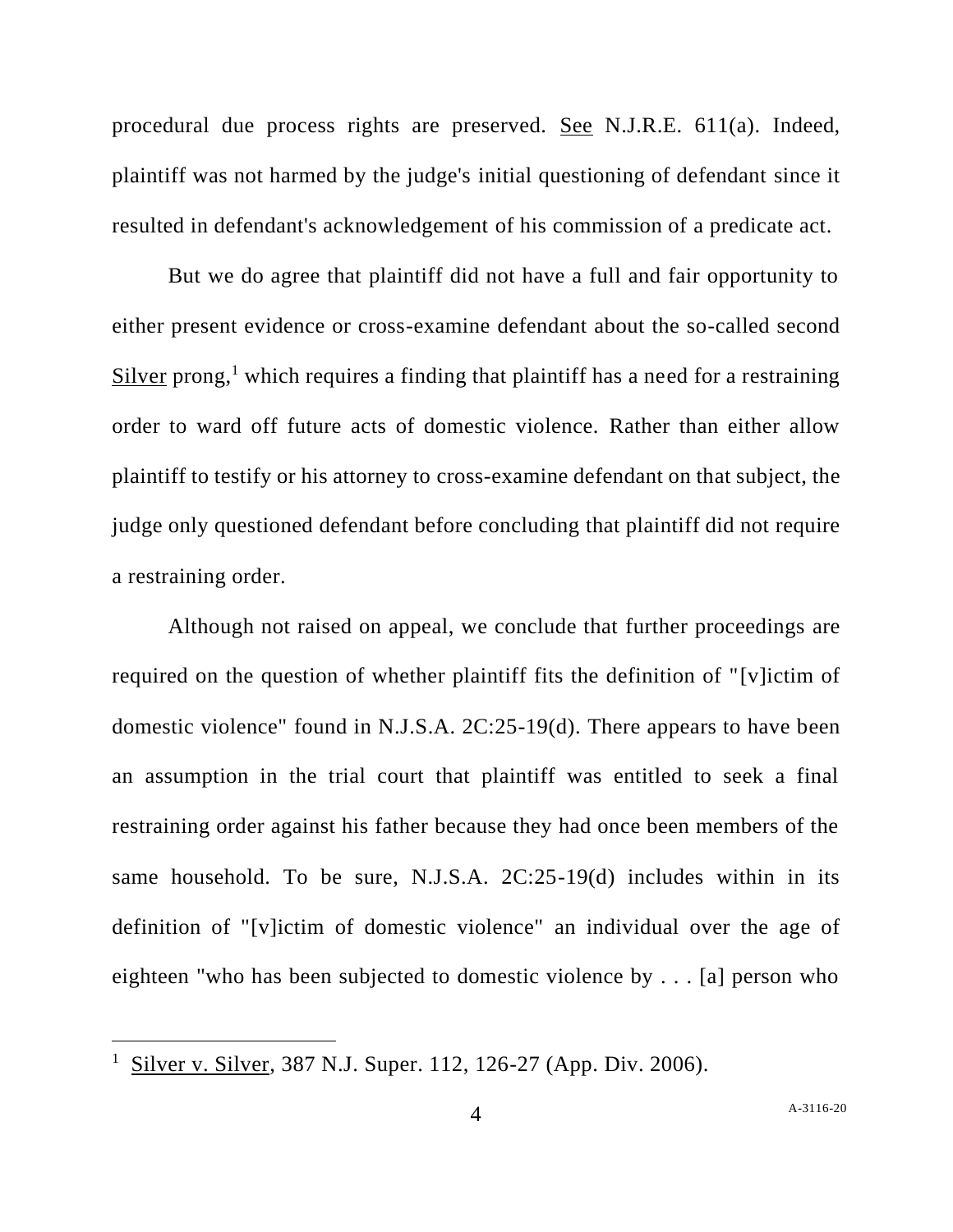procedural due process rights are preserved. See N.J.R.E. 611(a). Indeed, plaintiff was not harmed by the judge's initial questioning of defendant since it resulted in defendant's acknowledgement of his commission of a predicate act.

But we do agree that plaintiff did not have a full and fair opportunity to either present evidence or cross-examine defendant about the so-called second Silver prong,[1] which requires a finding that plaintiff has a need for a restraining order to ward off future acts of domestic violence. Rather than either allow plaintiff to testify or his attorney to cross-examine defendant on that subject, the judge only questioned defendant before concluding that plaintiff did not require a restraining order.

Although not raised on appeal, we conclude that further proceedings are required on the question of whether plaintiff fits the definition of "[v]ictim of domestic violence" found in N.J.S.A. 2C:25-19(d). There appears to have been an assumption in the trial court that plaintiff was entitled to seek a final restraining order against his father because they had once been members of the same household. To be sure, N.J.S.A. 2C:25-19(d) includes within in its definition of "[v]ictim of domestic violence" an individual over the age of eighteen "who has been subjected to domestic violence by . . . [a] person who

---

[1] Silver v. Silver, 387 N.J. Super. 112, 126-27 (App. Div. 2006).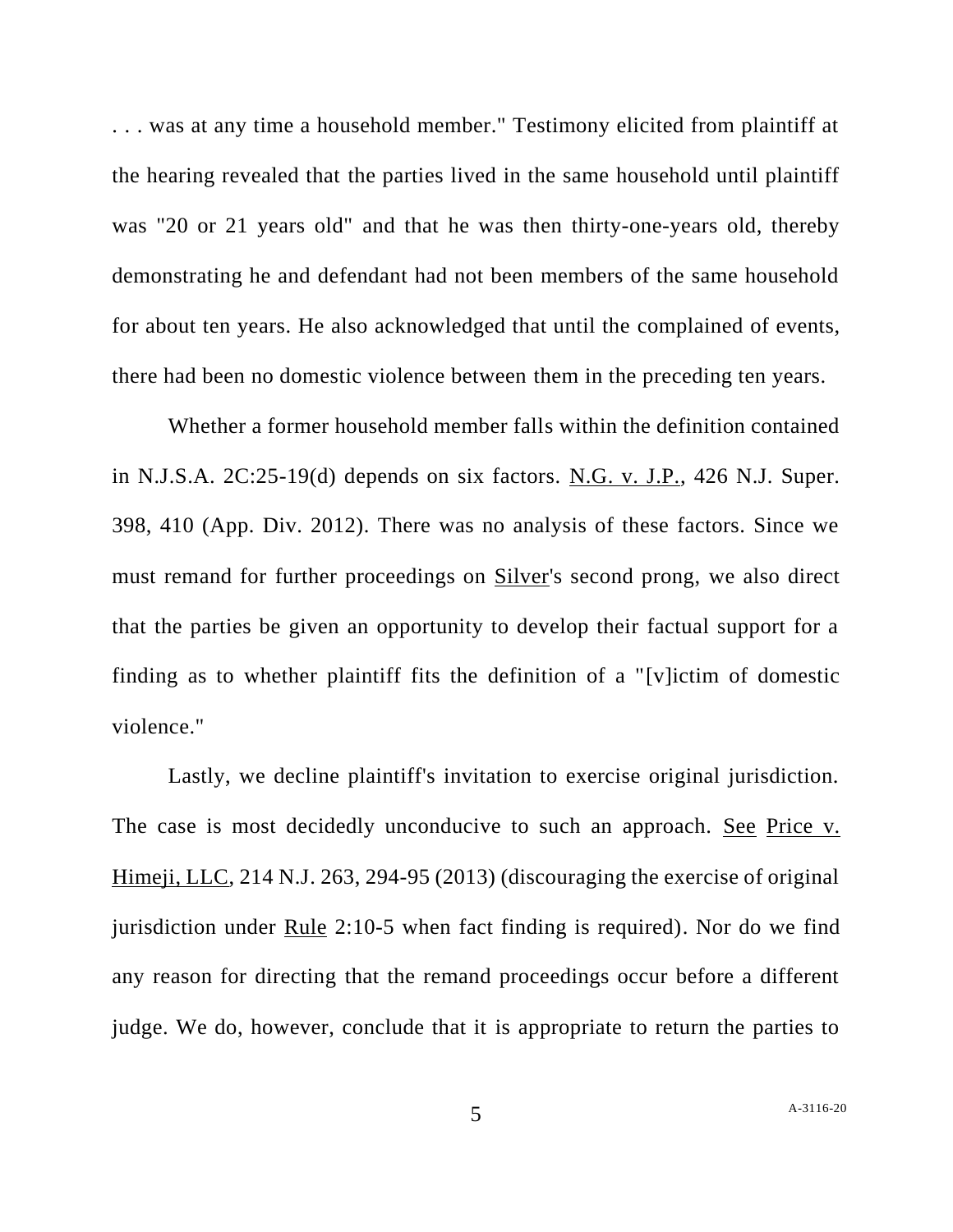. . . was at any time a household member." Testimony elicited from plaintiff at the hearing revealed that the parties lived in the same household until plaintiff was "20 or 21 years old" and that he was then thirty-one-years old, thereby demonstrating he and defendant had not been members of the same household for about ten years. He also acknowledged that until the complained of events, there had been no domestic violence between them in the preceding ten years.

Whether a former household member falls within the definition contained in N.J.S.A. 2C:25-19(d) depends on six factors. N.G. v. J.P., 426 N.J. Super. 398, 410 (App. Div. 2012). There was no analysis of these factors. Since we must remand for further proceedings on Silver's second prong, we also direct that the parties be given an opportunity to develop their factual support for a finding as to whether plaintiff fits the definition of a "[v]ictim of domestic violence."

Lastly, we decline plaintiff's invitation to exercise original jurisdiction. The case is most decidedly unconducive to such an approach. See Price v. Himeji, LLC, 214 N.J. 263, 294-95 (2013) (discouraging the exercise of original jurisdiction under Rule 2:10-5 when fact finding is required). Nor do we find any reason for directing that the remand proceedings occur before a different judge. We do, however, conclude that it is appropriate to return the parties to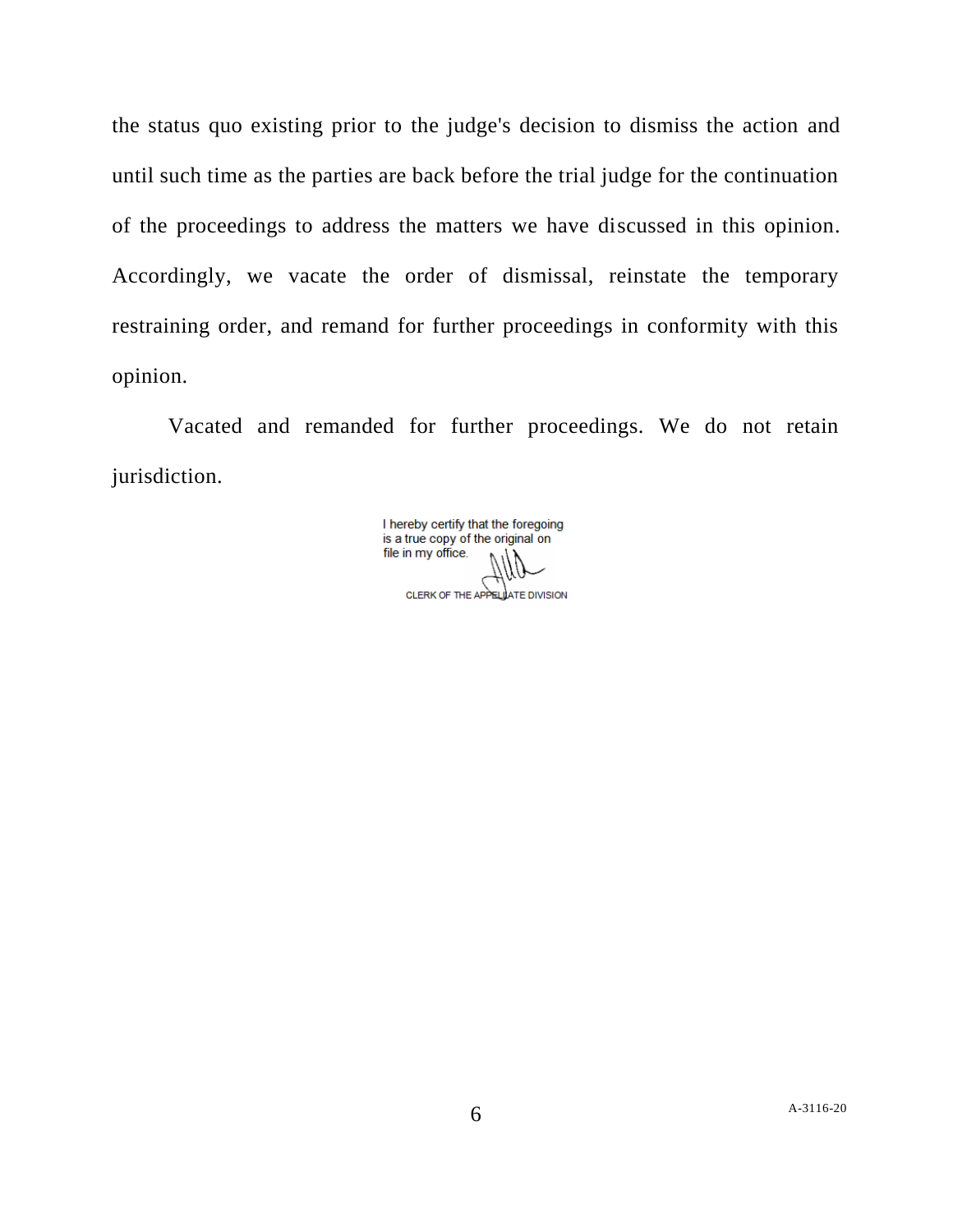the status quo existing prior to the judge's decision to dismiss the action and until such time as the parties are back before the trial judge for the continuation of the proceedings to address the matters we have discussed in this opinion. Accordingly, we vacate the order of dismissal, reinstate the temporary restraining order, and remand for further proceedings in conformity with this opinion.

Vacated and remanded for further proceedings. We do not retain jurisdiction.

I hereby certify that the foregoing is a true copy of the original on file in my office.

CLERK OF THE APPELLATE DIVISION